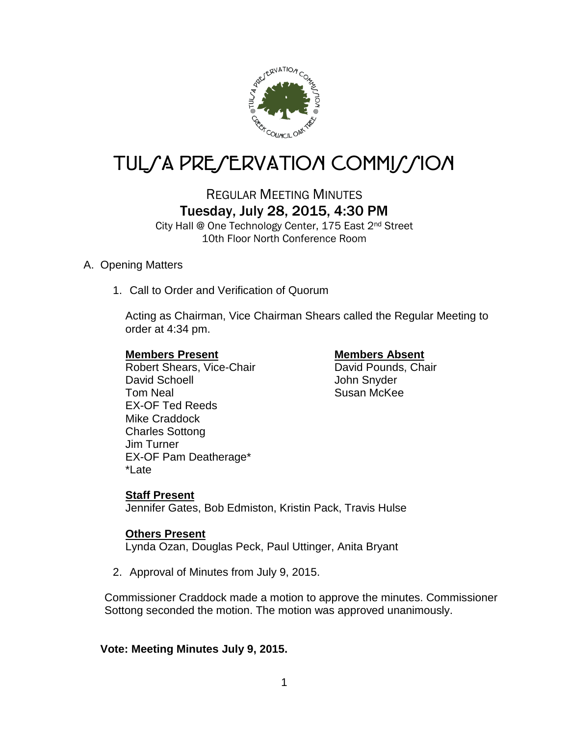# TULSA PRESERVATION COMMISSION

## REGULAR MEETING MINUTES
### Tuesday, July 28, 2015, 4:30 PM

City Hall @ One Technology Center, 175 East 2nd Street
10th Floor North Conference Room

A. Opening Matters

1. Call to Order and Verification of Quorum

   Acting as Chairman, Vice Chairman Shears called the Regular Meeting to order at 4:34 pm.

   **Members Present**
   Robert Shears, Vice-Chair
   David Schoell
   Tom Neal
   EX-OF Ted Reeds
   Mike Craddock
   Charles Sottong
   Jim Turner
   EX-OF Pam Deatherage*
   *Late

   **Members Absent**
   David Pounds, Chair
   John Snyder
   Susan McKee

   **Staff Present**
   Jennifer Gates, Bob Edmiston, Kristin Pack, Travis Hulse

   **Others Present**
   Lynda Ozan, Douglas Peck, Paul Uttinger, Anita Bryant

2. Approval of Minutes from July 9, 2015.

Commissioner Craddock made a motion to approve the minutes. Commissioner Sottong seconded the motion. The motion was approved unanimously.

**Vote: Meeting Minutes July 9, 2015.**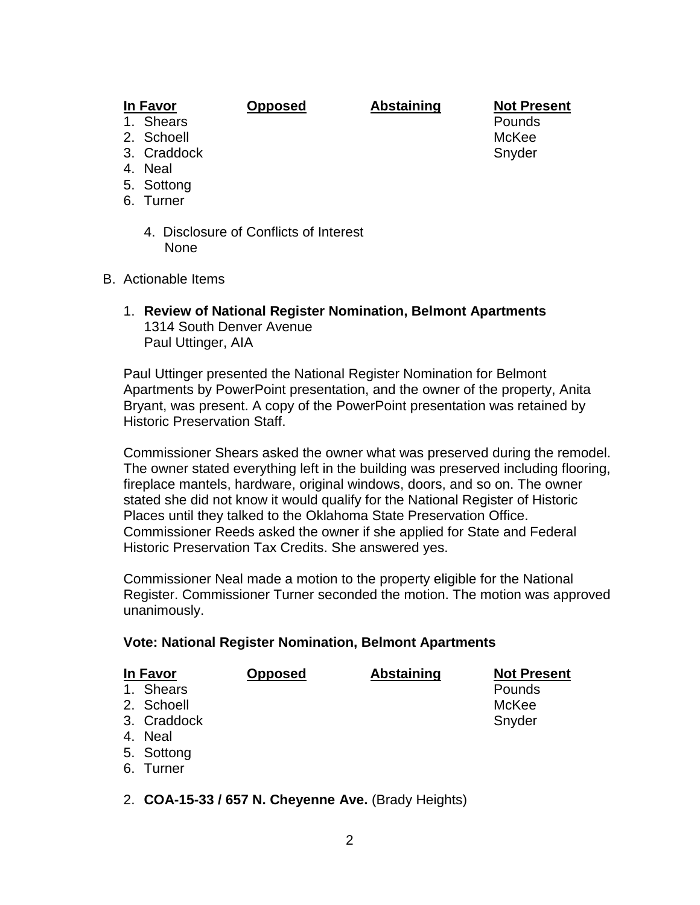| In Favor | Opposed | Abstaining | Not Present |
|---|---|---|---|
| 1. Shears | | | Pounds |
| 2. Schoell | | | McKee |
| 3. Craddock | | | Snyder |
| 4. Neal | | | |
| 5. Sottong | | | |
| 6. Turner | | | |

4. Disclosure of Conflicts of Interest
   None

B. Actionable Items

1. **Review of National Register Nomination, Belmont Apartments**
   1314 South Denver Avenue
   Paul Uttinger, AIA

Paul Uttinger presented the National Register Nomination for Belmont Apartments by PowerPoint presentation, and the owner of the property, Anita Bryant, was present. A copy of the PowerPoint presentation was retained by Historic Preservation Staff.

Commissioner Shears asked the owner what was preserved during the remodel. The owner stated everything left in the building was preserved including flooring, fireplace mantels, hardware, original windows, doors, and so on. The owner stated she did not know it would qualify for the National Register of Historic Places until they talked to the Oklahoma State Preservation Office. Commissioner Reeds asked the owner if she applied for State and Federal Historic Preservation Tax Credits. She answered yes.

Commissioner Neal made a motion to the property eligible for the National Register. Commissioner Turner seconded the motion. The motion was approved unanimously.

**Vote: National Register Nomination, Belmont Apartments**

| In Favor | Opposed | Abstaining | Not Present |
|---|---|---|---|
| 1. Shears | | | Pounds |
| 2. Schoell | | | McKee |
| 3. Craddock | | | Snyder |
| 4. Neal | | | |
| 5. Sottong | | | |
| 6. Turner | | | |

2. **COA-15-33 / 657 N. Cheyenne Ave.** (Brady Heights)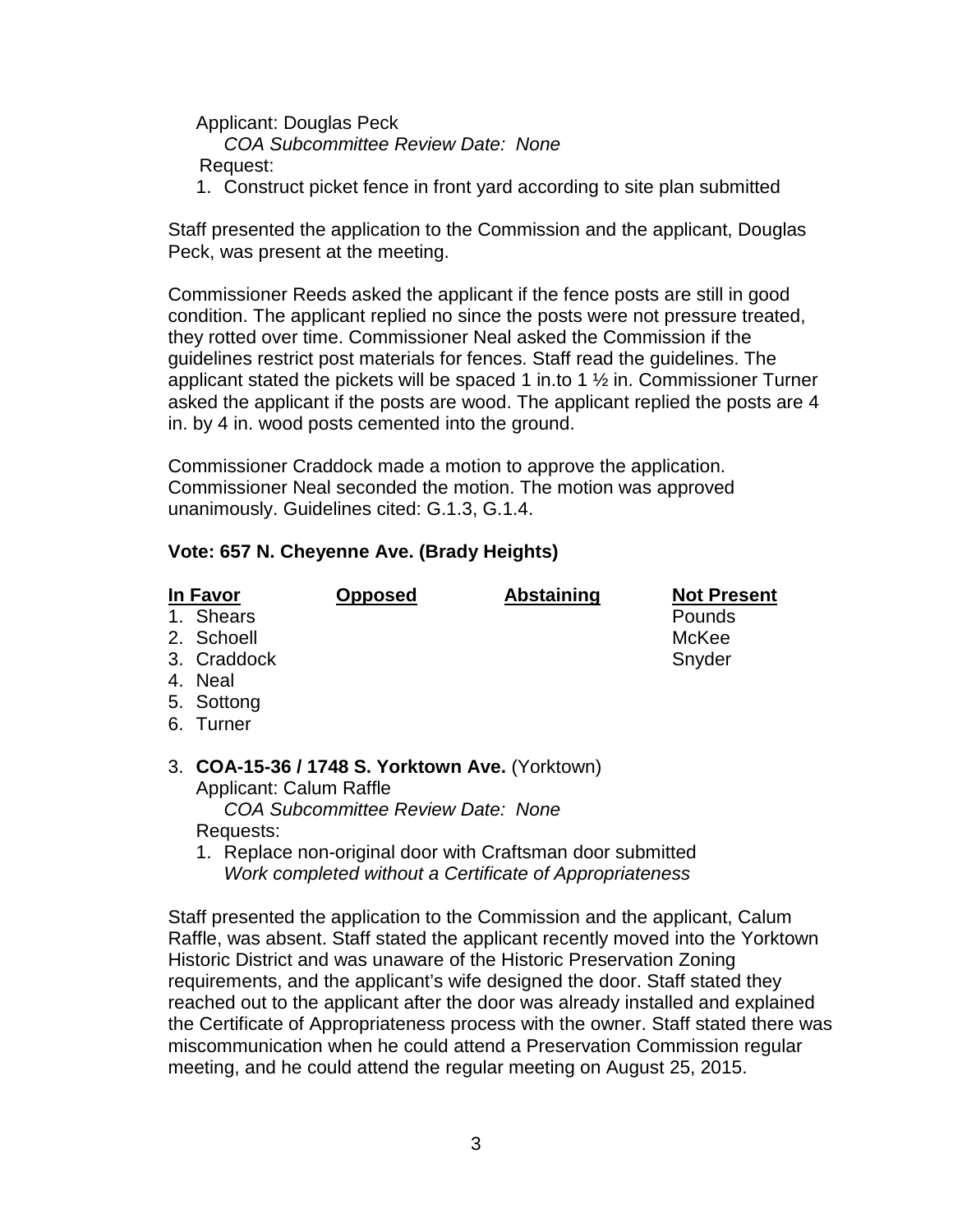Applicant: Douglas Peck

*COA Subcommittee Review Date: None*

Request:

1. Construct picket fence in front yard according to site plan submitted

Staff presented the application to the Commission and the applicant, Douglas Peck, was present at the meeting.

Commissioner Reeds asked the applicant if the fence posts are still in good condition. The applicant replied no since the posts were not pressure treated, they rotted over time. Commissioner Neal asked the Commission if the guidelines restrict post materials for fences. Staff read the guidelines. The applicant stated the pickets will be spaced 1 in.to 1 ½ in. Commissioner Turner asked the applicant if the posts are wood. The applicant replied the posts are 4 in. by 4 in. wood posts cemented into the ground.

Commissioner Craddock made a motion to approve the application. Commissioner Neal seconded the motion. The motion was approved unanimously. Guidelines cited: G.1.3, G.1.4.

**Vote: 657 N. Cheyenne Ave. (Brady Heights)**

| In Favor | Opposed | Abstaining | Not Present |
|---|---|---|---|
| 1. Shears | | | Pounds |
| 2. Schoell | | | McKee |
| 3. Craddock | | | Snyder |
| 4. Neal | | | |
| 5. Sottong | | | |
| 6. Turner | | | |

3. **COA-15-36 / 1748 S. Yorktown Ave.** (Yorktown)

   Applicant: Calum Raffle

   *COA Subcommittee Review Date: None*

   Requests:

   1. Replace non-original door with Craftsman door submitted
      *Work completed without a Certificate of Appropriateness*

Staff presented the application to the Commission and the applicant, Calum Raffle, was absent. Staff stated the applicant recently moved into the Yorktown Historic District and was unaware of the Historic Preservation Zoning requirements, and the applicant's wife designed the door. Staff stated they reached out to the applicant after the door was already installed and explained the Certificate of Appropriateness process with the owner. Staff stated there was miscommunication when he could attend a Preservation Commission regular meeting, and he could attend the regular meeting on August 25, 2015.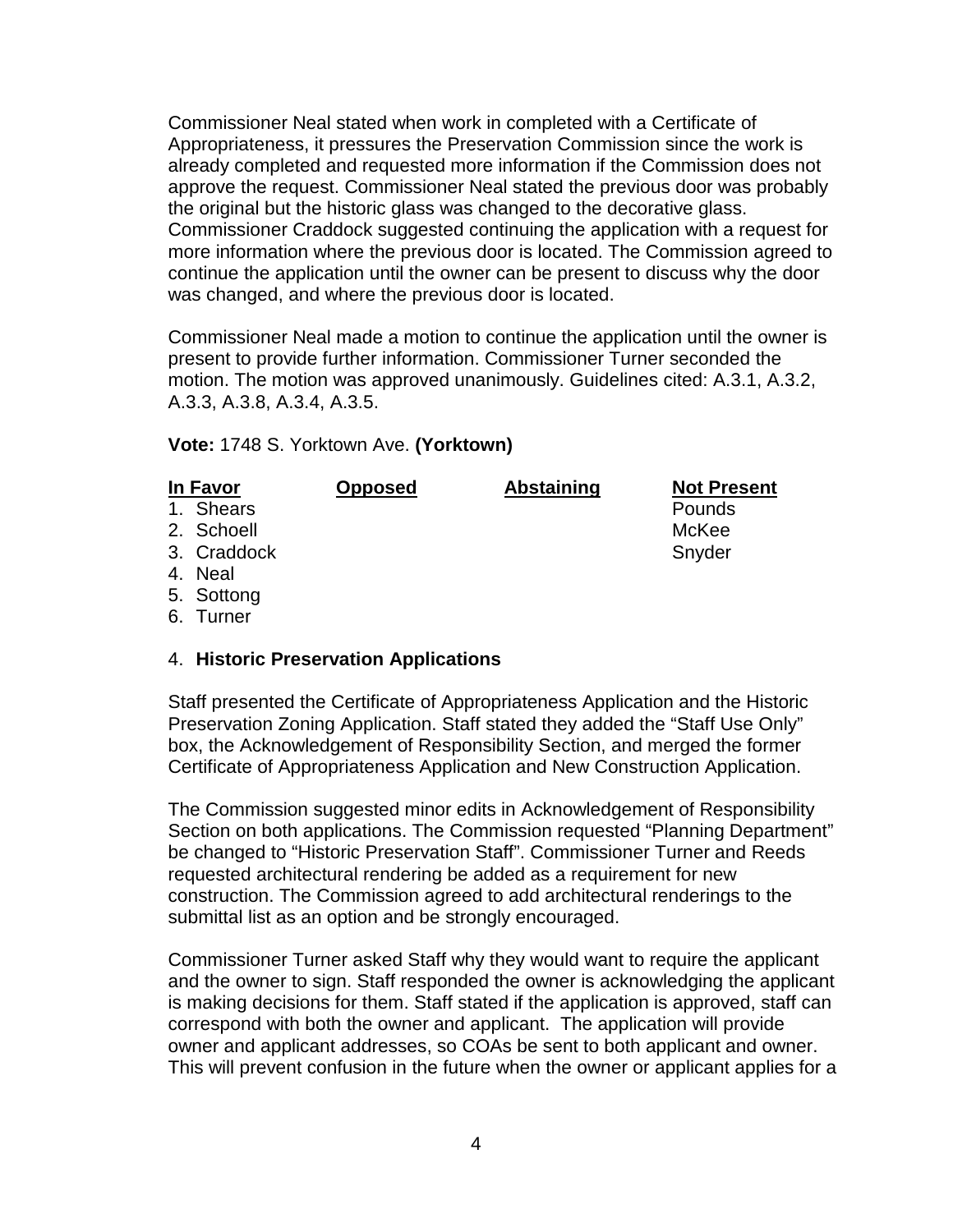Commissioner Neal stated when work in completed with a Certificate of Appropriateness, it pressures the Preservation Commission since the work is already completed and requested more information if the Commission does not approve the request. Commissioner Neal stated the previous door was probably the original but the historic glass was changed to the decorative glass. Commissioner Craddock suggested continuing the application with a request for more information where the previous door is located. The Commission agreed to continue the application until the owner can be present to discuss why the door was changed, and where the previous door is located.

Commissioner Neal made a motion to continue the application until the owner is present to provide further information. Commissioner Turner seconded the motion. The motion was approved unanimously. Guidelines cited: A.3.1, A.3.2, A.3.3, A.3.8, A.3.4, A.3.5.

**Vote:** 1748 S. Yorktown Ave. **(Yorktown)**

| In Favor | Opposed | Abstaining | Not Present |
|---|---|---|---|
| 1. Shears | | | Pounds |
| 2. Schoell | | | McKee |
| 3. Craddock | | | Snyder |
| 4. Neal | | | |
| 5. Sottong | | | |
| 6. Turner | | | |

4. **Historic Preservation Applications**

Staff presented the Certificate of Appropriateness Application and the Historic Preservation Zoning Application. Staff stated they added the "Staff Use Only" box, the Acknowledgement of Responsibility Section, and merged the former Certificate of Appropriateness Application and New Construction Application.

The Commission suggested minor edits in Acknowledgement of Responsibility Section on both applications. The Commission requested "Planning Department" be changed to "Historic Preservation Staff". Commissioner Turner and Reeds requested architectural rendering be added as a requirement for new construction. The Commission agreed to add architectural renderings to the submittal list as an option and be strongly encouraged.

Commissioner Turner asked Staff why they would want to require the applicant and the owner to sign. Staff responded the owner is acknowledging the applicant is making decisions for them. Staff stated if the application is approved, staff can correspond with both the owner and applicant. The application will provide owner and applicant addresses, so COAs be sent to both applicant and owner. This will prevent confusion in the future when the owner or applicant applies for a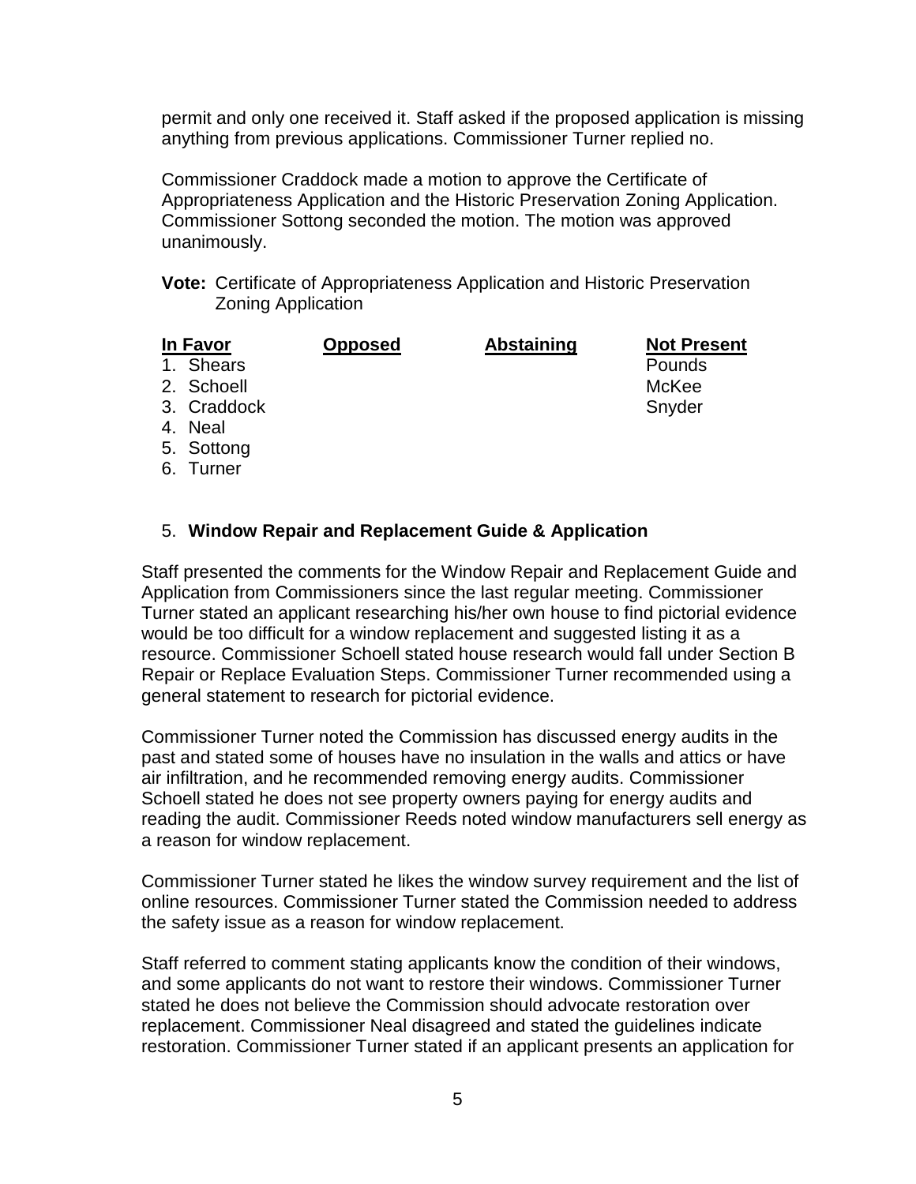permit and only one received it. Staff asked if the proposed application is missing anything from previous applications. Commissioner Turner replied no.

Commissioner Craddock made a motion to approve the Certificate of Appropriateness Application and the Historic Preservation Zoning Application. Commissioner Sottong seconded the motion. The motion was approved unanimously.

**Vote:** Certificate of Appropriateness Application and Historic Preservation Zoning Application

| In Favor | Opposed | Abstaining | Not Present |
|---|---|---|---|
| 1. Shears | | | Pounds |
| 2. Schoell | | | McKee |
| 3. Craddock | | | Snyder |
| 4. Neal | | | |
| 5. Sottong | | | |
| 6. Turner | | | |

5. **Window Repair and Replacement Guide & Application**

Staff presented the comments for the Window Repair and Replacement Guide and Application from Commissioners since the last regular meeting. Commissioner Turner stated an applicant researching his/her own house to find pictorial evidence would be too difficult for a window replacement and suggested listing it as a resource. Commissioner Schoell stated house research would fall under Section B Repair or Replace Evaluation Steps. Commissioner Turner recommended using a general statement to research for pictorial evidence.

Commissioner Turner noted the Commission has discussed energy audits in the past and stated some of houses have no insulation in the walls and attics or have air infiltration, and he recommended removing energy audits. Commissioner Schoell stated he does not see property owners paying for energy audits and reading the audit. Commissioner Reeds noted window manufacturers sell energy as a reason for window replacement.

Commissioner Turner stated he likes the window survey requirement and the list of online resources. Commissioner Turner stated the Commission needed to address the safety issue as a reason for window replacement.

Staff referred to comment stating applicants know the condition of their windows, and some applicants do not want to restore their windows. Commissioner Turner stated he does not believe the Commission should advocate restoration over replacement. Commissioner Neal disagreed and stated the guidelines indicate restoration. Commissioner Turner stated if an applicant presents an application for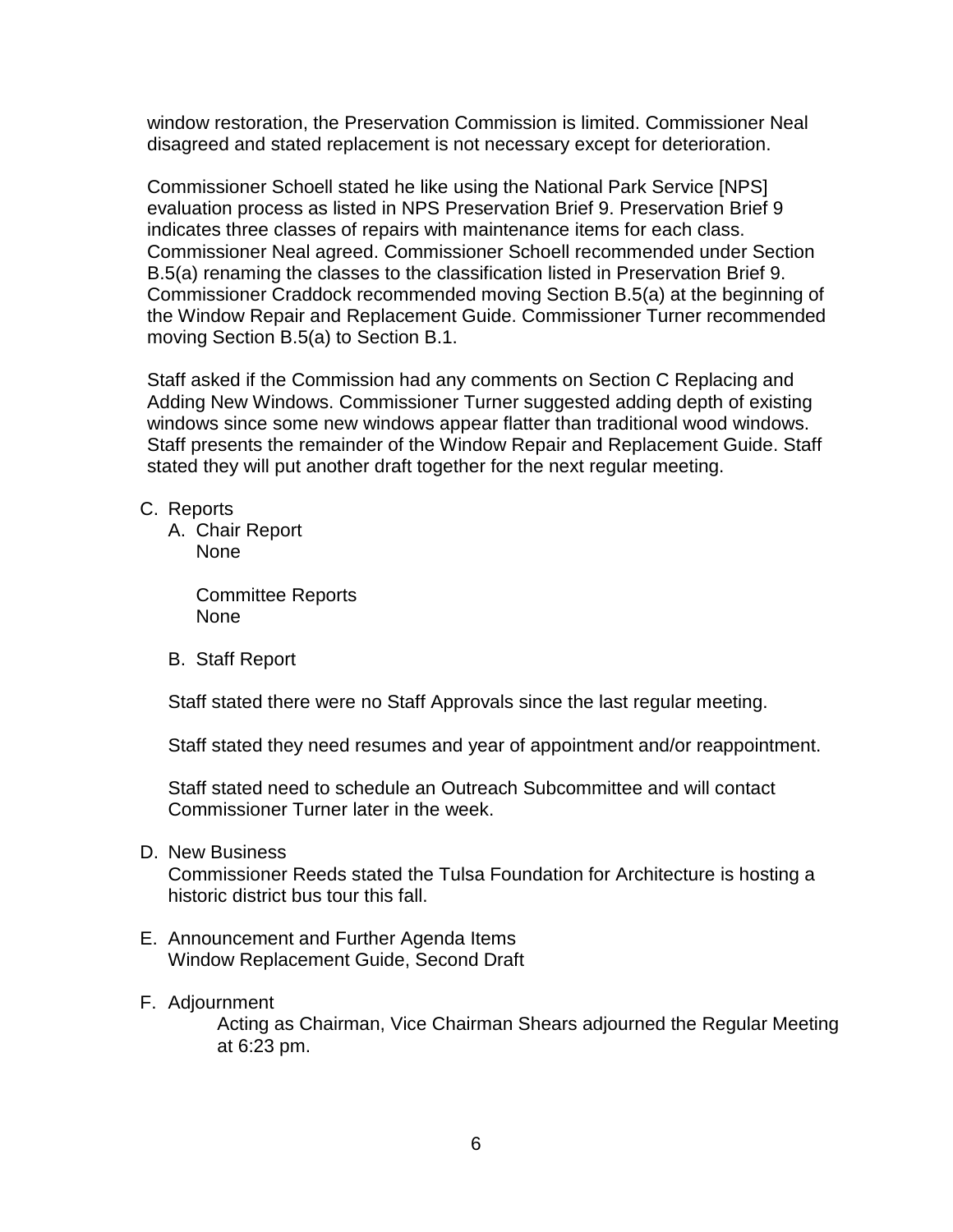window restoration, the Preservation Commission is limited. Commissioner Neal disagreed and stated replacement is not necessary except for deterioration.

Commissioner Schoell stated he like using the National Park Service [NPS] evaluation process as listed in NPS Preservation Brief 9. Preservation Brief 9 indicates three classes of repairs with maintenance items for each class. Commissioner Neal agreed. Commissioner Schoell recommended under Section B.5(a) renaming the classes to the classification listed in Preservation Brief 9. Commissioner Craddock recommended moving Section B.5(a) at the beginning of the Window Repair and Replacement Guide. Commissioner Turner recommended moving Section B.5(a) to Section B.1.

Staff asked if the Commission had any comments on Section C Replacing and Adding New Windows. Commissioner Turner suggested adding depth of existing windows since some new windows appear flatter than traditional wood windows. Staff presents the remainder of the Window Repair and Replacement Guide. Staff stated they will put another draft together for the next regular meeting.

C. Reports
   A. Chair Report
      None

      Committee Reports
      None

   B. Staff Report

   Staff stated there were no Staff Approvals since the last regular meeting.

   Staff stated they need resumes and year of appointment and/or reappointment.

   Staff stated need to schedule an Outreach Subcommittee and will contact Commissioner Turner later in the week.

D. New Business
   Commissioner Reeds stated the Tulsa Foundation for Architecture is hosting a historic district bus tour this fall.

E. Announcement and Further Agenda Items
   Window Replacement Guide, Second Draft

F. Adjournment
   Acting as Chairman, Vice Chairman Shears adjourned the Regular Meeting at 6:23 pm.